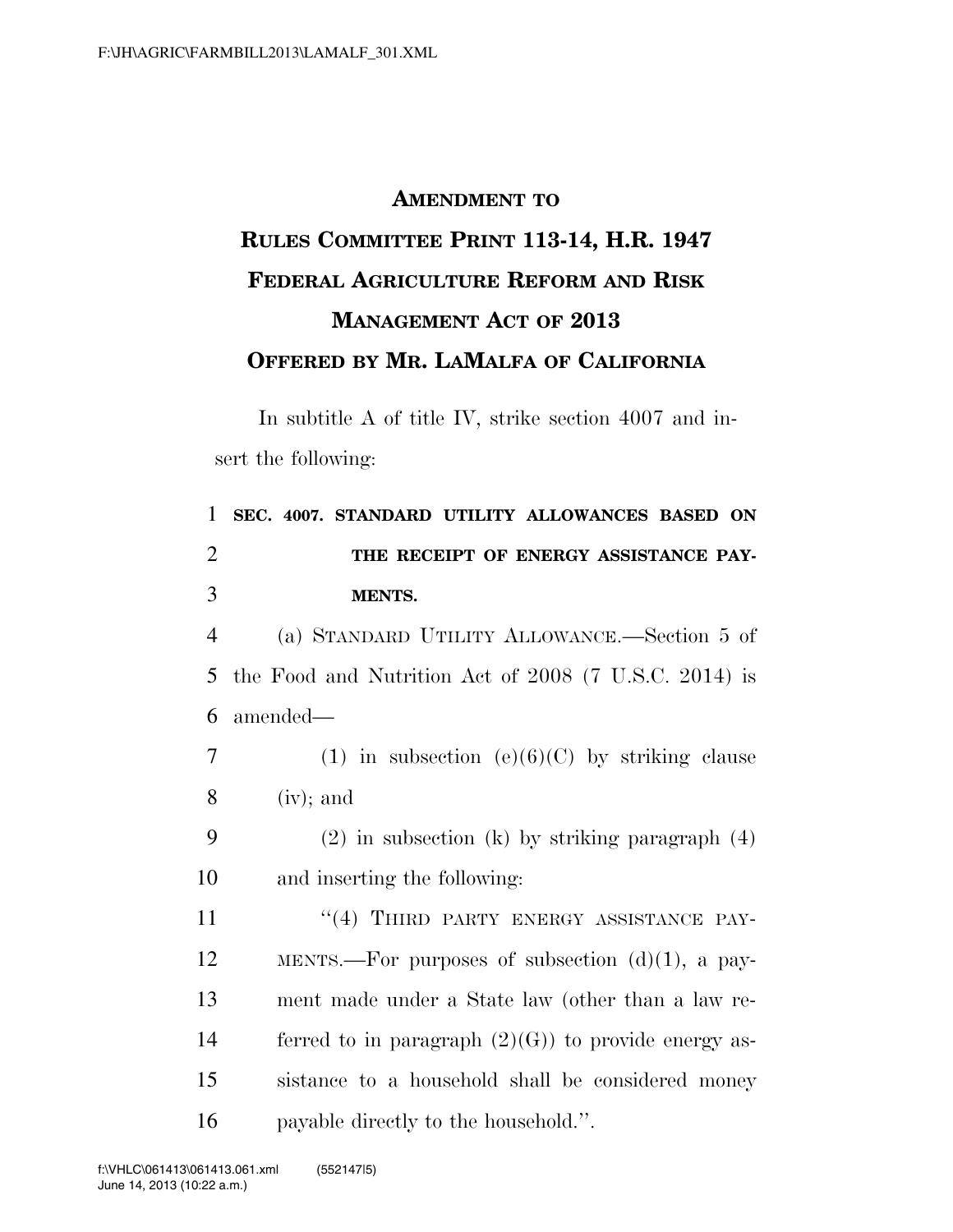# AMENDMENT TO RULES COMMITTEE PRINT 113-14, H.R. 1947 FEDERAL AGRICULTURE REFORM AND RISK MANAGEMENT ACT OF 2013 OFFERED BY MR. LAMALFA OF CALIFORNIA

In subtitle A of title IV, strike section 4007 and insert the following:

1 **SEC. 4007. STANDARD UTILITY ALLOWANCES BASED ON**
2 **THE RECEIPT OF ENERGY ASSISTANCE PAY-**
3 **MENTS.**

4 (a) STANDARD UTILITY ALLOWANCE.—Section 5 of
5 the Food and Nutrition Act of 2008 (7 U.S.C. 2014) is
6 amended—

7 (1) in subsection (e)(6)(C) by striking clause
8 (iv); and

9 (2) in subsection (k) by striking paragraph (4)
10 and inserting the following:

11 "(4) THIRD PARTY ENERGY ASSISTANCE PAY-
12 MENTS.—For purposes of subsection (d)(1), a pay-
13 ment made under a State law (other than a law re-
14 ferred to in paragraph (2)(G)) to provide energy as-
15 sistance to a household shall be considered money
16 payable directly to the household.".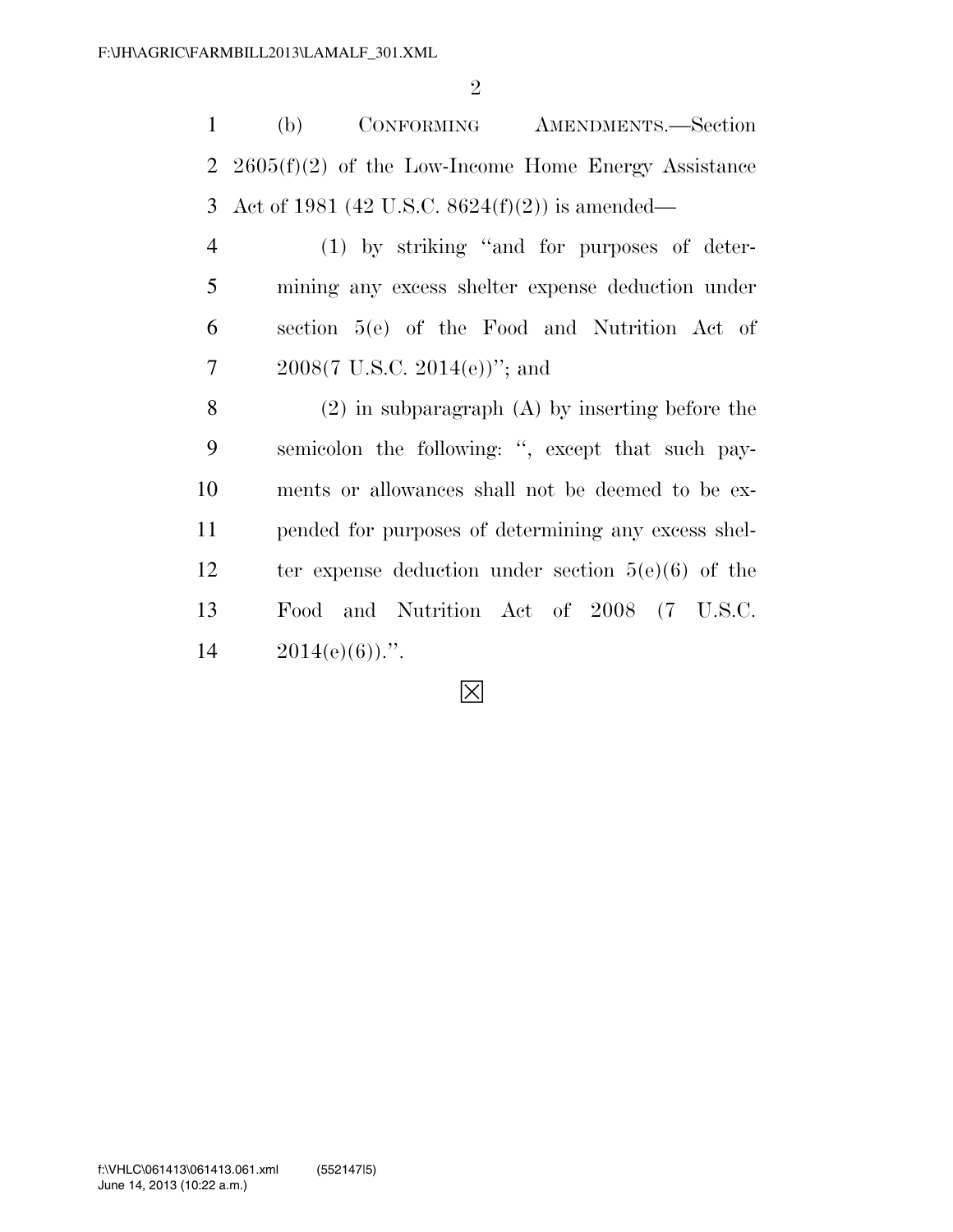(b) CONFORMING AMENDMENTS.—Section 2605(f)(2) of the Low-Income Home Energy Assistance Act of 1981 (42 U.S.C. 8624(f)(2)) is amended—

(1) by striking "and for purposes of determining any excess shelter expense deduction under section 5(e) of the Food and Nutrition Act of 2008(7 U.S.C. 2014(e))"; and

(2) in subparagraph (A) by inserting before the semicolon the following: ", except that such payments or allowances shall not be deemed to be expended for purposes of determining any excess shelter expense deduction under section 5(e)(6) of the Food and Nutrition Act of 2008 (7 U.S.C. 2014(e)(6)).".